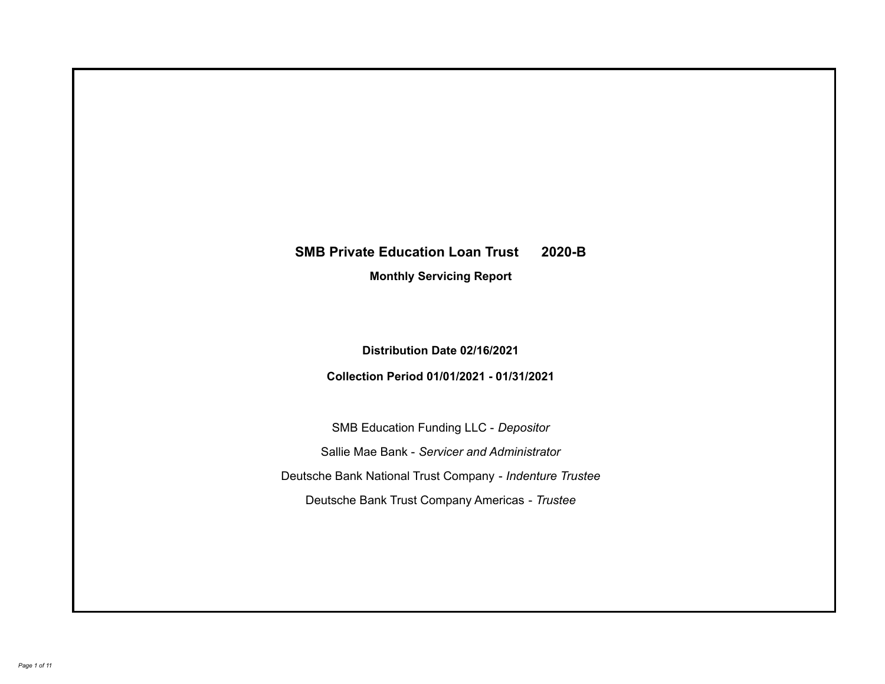# SMB Private Education Loan Trust 2020-B

## Monthly Servicing Report

**Distribution Date 02/16/2021**

**Collection Period 01/01/2021 - 01/31/2021**

SMB Education Funding LLC - *Depositor*

Sallie Mae Bank - *Servicer and Administrator*

Deutsche Bank National Trust Company - *Indenture Trustee*

Deutsche Bank Trust Company Americas - *Trustee*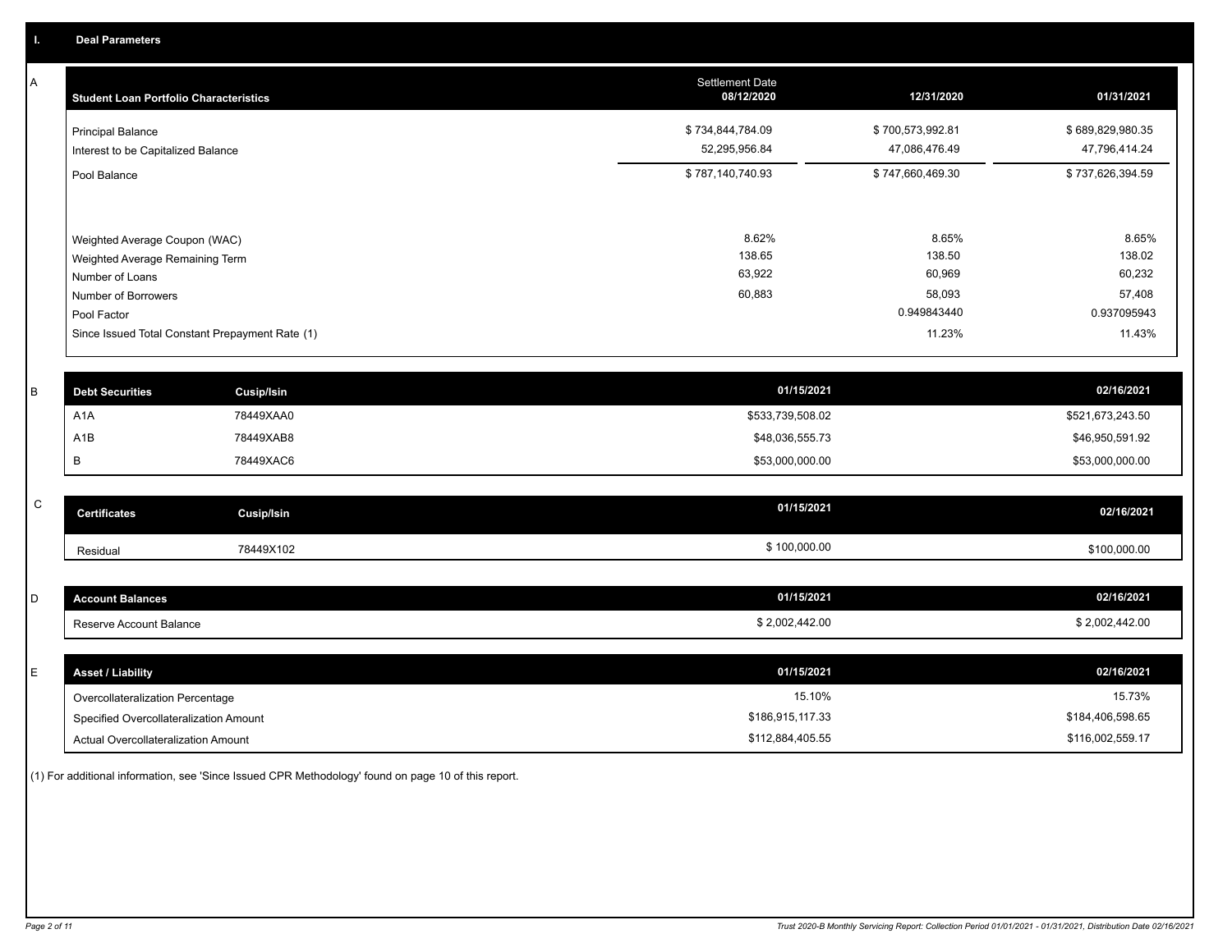## I. Deal Parameters

### A

| Student Loan Portfolio Characteristics | Settlement Date 08/12/2020 | 12/31/2020 | 01/31/2021 |
|---|---|---|---|
| Principal Balance | $ 734,844,784.09 | $ 700,573,992.81 | $ 689,829,980.35 |
| Interest to be Capitalized Balance | 52,295,956.84 | 47,086,476.49 | 47,796,414.24 |
| Pool Balance | $ 787,140,740.93 | $ 747,660,469.30 | $ 737,626,394.59 |
| Weighted Average Coupon (WAC) | 8.62% | 8.65% | 8.65% |
| Weighted Average Remaining Term | 138.65 | 138.50 | 138.02 |
| Number of Loans | 63,922 | 60,969 | 60,232 |
| Number of Borrowers | 60,883 | 58,093 | 57,408 |
| Pool Factor | | 0.949843440 | 0.937095943 |
| Since Issued Total Constant Prepayment Rate (1) | | 11.23% | 11.43% |

### B

| Debt Securities | Cusip/Isin | 01/15/2021 | 02/16/2021 |
|---|---|---|---|
| A1A | 78449XAA0 | $533,739,508.02 | $521,673,243.50 |
| A1B | 78449XAB8 | $48,036,555.73 | $46,950,591.92 |
| B | 78449XAC6 | $53,000,000.00 | $53,000,000.00 |

### C

| Certificates | Cusip/Isin | 01/15/2021 | 02/16/2021 |
|---|---|---|---|
| Residual | 78449X102 | $ 100,000.00 | $100,000.00 |

### D

| Account Balances | 01/15/2021 | 02/16/2021 |
|---|---|---|
| Reserve Account Balance | $ 2,002,442.00 | $ 2,002,442.00 |

### E

| Asset / Liability | 01/15/2021 | 02/16/2021 |
|---|---|---|
| Overcollateralization Percentage | 15.10% | 15.73% |
| Specified Overcollateralization Amount | $186,915,117.33 | $184,406,598.65 |
| Actual Overcollateralization Amount | $112,884,405.55 | $116,002,559.17 |

(1) For additional information, see 'Since Issued CPR Methodology' found on page 10 of this report.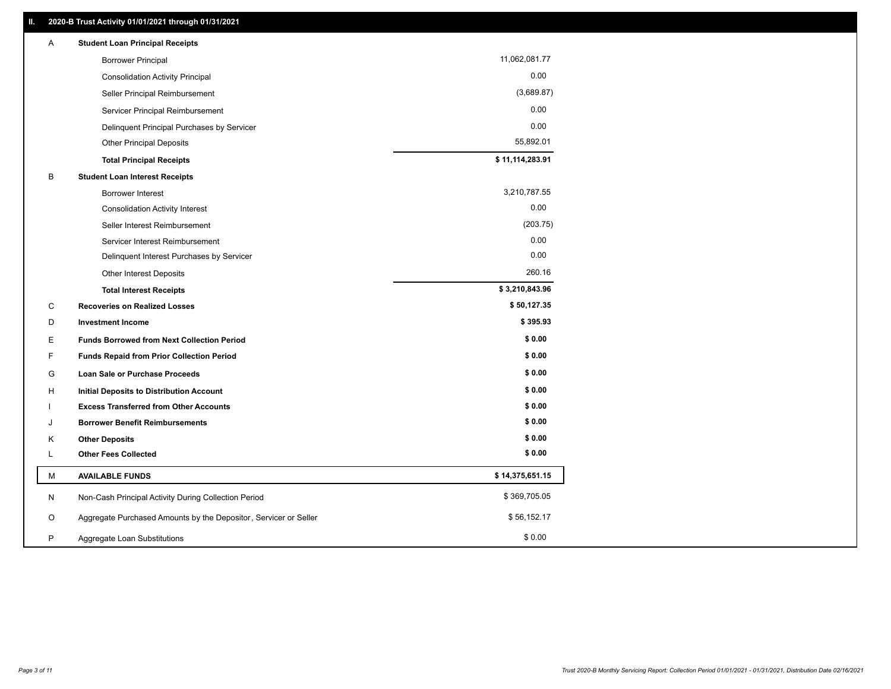## II. 2020-B Trust Activity 01/01/2021 through 01/31/2021

| | | |
|---|---|---|
| A | **Student Loan Principal Receipts** | |
| | Borrower Principal | 11,062,081.77 |
| | Consolidation Activity Principal | 0.00 |
| | Seller Principal Reimbursement | (3,689.87) |
| | Servicer Principal Reimbursement | 0.00 |
| | Delinquent Principal Purchases by Servicer | 0.00 |
| | Other Principal Deposits | 55,892.01 |
| | **Total Principal Receipts** | **$ 11,114,283.91** |
| B | **Student Loan Interest Receipts** | |
| | Borrower Interest | 3,210,787.55 |
| | Consolidation Activity Interest | 0.00 |
| | Seller Interest Reimbursement | (203.75) |
| | Servicer Interest Reimbursement | 0.00 |
| | Delinquent Interest Purchases by Servicer | 0.00 |
| | Other Interest Deposits | 260.16 |
| | **Total Interest Receipts** | **$ 3,210,843.96** |
| C | **Recoveries on Realized Losses** | **$ 50,127.35** |
| D | **Investment Income** | **$ 395.93** |
| E | **Funds Borrowed from Next Collection Period** | **$ 0.00** |
| F | **Funds Repaid from Prior Collection Period** | **$ 0.00** |
| G | **Loan Sale or Purchase Proceeds** | **$ 0.00** |
| H | **Initial Deposits to Distribution Account** | **$ 0.00** |
| I | **Excess Transferred from Other Accounts** | **$ 0.00** |
| J | **Borrower Benefit Reimbursements** | **$ 0.00** |
| K | **Other Deposits** | **$ 0.00** |
| L | **Other Fees Collected** | **$ 0.00** |
| M | **AVAILABLE FUNDS** | **$ 14,375,651.15** |
| N | Non-Cash Principal Activity During Collection Period | $ 369,705.05 |
| O | Aggregate Purchased Amounts by the Depositor, Servicer or Seller | $ 56,152.17 |
| P | Aggregate Loan Substitutions | $ 0.00 |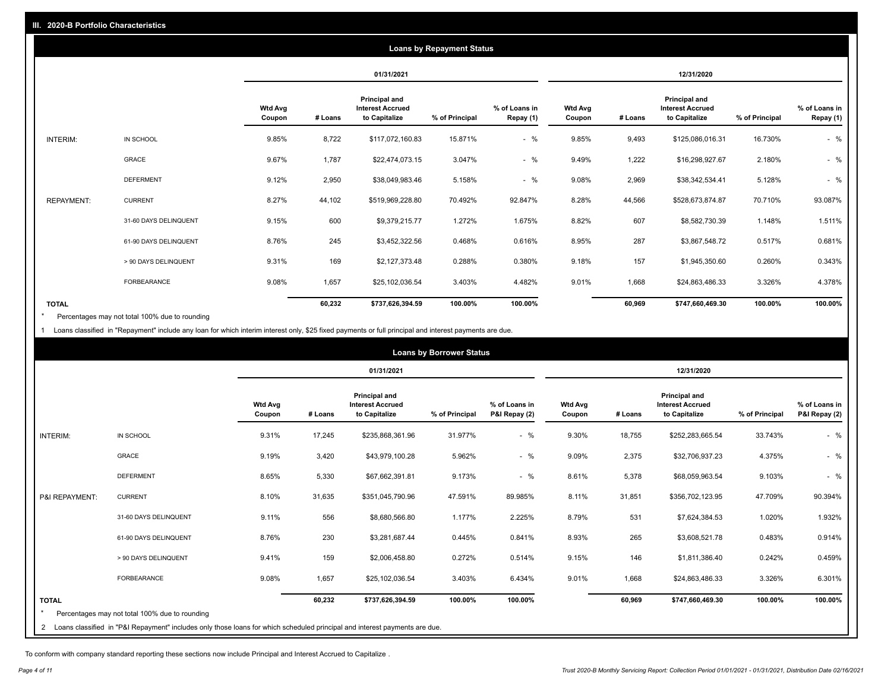## III. 2020-B Portfolio Characteristics

### Loans by Repayment Status

| | | 01/31/2021 | | | | | 12/31/2020 | | | | |
|---|---|---|---|---|---|---|---|---|---|---|---|
| | | Wtd Avg Coupon | # Loans | Principal and Interest Accrued to Capitalize | % of Principal | % of Loans in Repay (1) | Wtd Avg Coupon | # Loans | Principal and Interest Accrued to Capitalize | % of Principal | % of Loans in Repay (1) |
| INTERIM: | IN SCHOOL | 9.85% | 8,722 | $117,072,160.83 | 15.871% | - % | 9.85% | 9,493 | $125,086,016.31 | 16.730% | - % |
| | GRACE | 9.67% | 1,787 | $22,474,073.15 | 3.047% | - % | 9.49% | 1,222 | $16,298,927.67 | 2.180% | - % |
| | DEFERMENT | 9.12% | 2,950 | $38,049,983.46 | 5.158% | - % | 9.08% | 2,969 | $38,342,534.41 | 5.128% | - % |
| REPAYMENT: | CURRENT | 8.27% | 44,102 | $519,969,228.80 | 70.492% | 92.847% | 8.28% | 44,566 | $528,673,874.87 | 70.710% | 93.087% |
| | 31-60 DAYS DELINQUENT | 9.15% | 600 | $9,379,215.77 | 1.272% | 1.675% | 8.82% | 607 | $8,582,730.39 | 1.148% | 1.511% |
| | 61-90 DAYS DELINQUENT | 8.76% | 245 | $3,452,322.56 | 0.468% | 0.616% | 8.95% | 287 | $3,867,548.72 | 0.517% | 0.681% |
| | > 90 DAYS DELINQUENT | 9.31% | 169 | $2,127,373.48 | 0.288% | 0.380% | 9.18% | 157 | $1,945,350.60 | 0.260% | 0.343% |
| | FORBEARANCE | 9.08% | 1,657 | $25,102,036.54 | 3.403% | 4.482% | 9.01% | 1,668 | $24,863,486.33 | 3.326% | 4.378% |
| **TOTAL** | | | **60,232** | **$737,626,394.59** | **100.00%** | **100.00%** | | **60,969** | **$747,660,469.30** | **100.00%** | **100.00%** |

\* Percentages may not total 100% due to rounding

1 Loans classified in "Repayment" include any loan for which interim interest only, $25 fixed payments or full principal and interest payments are due.

### Loans by Borrower Status

| | | 01/31/2021 | | | | | 12/31/2020 | | | | |
|---|---|---|---|---|---|---|---|---|---|---|---|
| | | Wtd Avg Coupon | # Loans | Principal and Interest Accrued to Capitalize | % of Principal | % of Loans in P&I Repay (2) | Wtd Avg Coupon | # Loans | Principal and Interest Accrued to Capitalize | % of Principal | % of Loans in P&I Repay (2) |
| INTERIM: | IN SCHOOL | 9.31% | 17,245 | $235,868,361.96 | 31.977% | - % | 9.30% | 18,755 | $252,283,665.54 | 33.743% | - % |
| | GRACE | 9.19% | 3,420 | $43,979,100.28 | 5.962% | - % | 9.09% | 2,375 | $32,706,937.23 | 4.375% | - % |
| | DEFERMENT | 8.65% | 5,330 | $67,662,391.81 | 9.173% | - % | 8.61% | 5,378 | $68,059,963.54 | 9.103% | - % |
| P&I REPAYMENT: | CURRENT | 8.10% | 31,635 | $351,045,790.96 | 47.591% | 89.985% | 8.11% | 31,851 | $356,702,123.95 | 47.709% | 90.394% |
| | 31-60 DAYS DELINQUENT | 9.11% | 556 | $8,680,566.80 | 1.177% | 2.225% | 8.79% | 531 | $7,624,384.53 | 1.020% | 1.932% |
| | 61-90 DAYS DELINQUENT | 8.76% | 230 | $3,281,687.44 | 0.445% | 0.841% | 8.93% | 265 | $3,608,521.78 | 0.483% | 0.914% |
| | > 90 DAYS DELINQUENT | 9.41% | 159 | $2,006,458.80 | 0.272% | 0.514% | 9.15% | 146 | $1,811,386.40 | 0.242% | 0.459% |
| | FORBEARANCE | 9.08% | 1,657 | $25,102,036.54 | 3.403% | 6.434% | 9.01% | 1,668 | $24,863,486.33 | 3.326% | 6.301% |
| **TOTAL** | | | **60,232** | **$737,626,394.59** | **100.00%** | **100.00%** | | **60,969** | **$747,660,469.30** | **100.00%** | **100.00%** |

\* Percentages may not total 100% due to rounding

2 Loans classified in "P&I Repayment" includes only those loans for which scheduled principal and interest payments are due.

To conform with company standard reporting these sections now include Principal and Interest Accrued to Capitalize .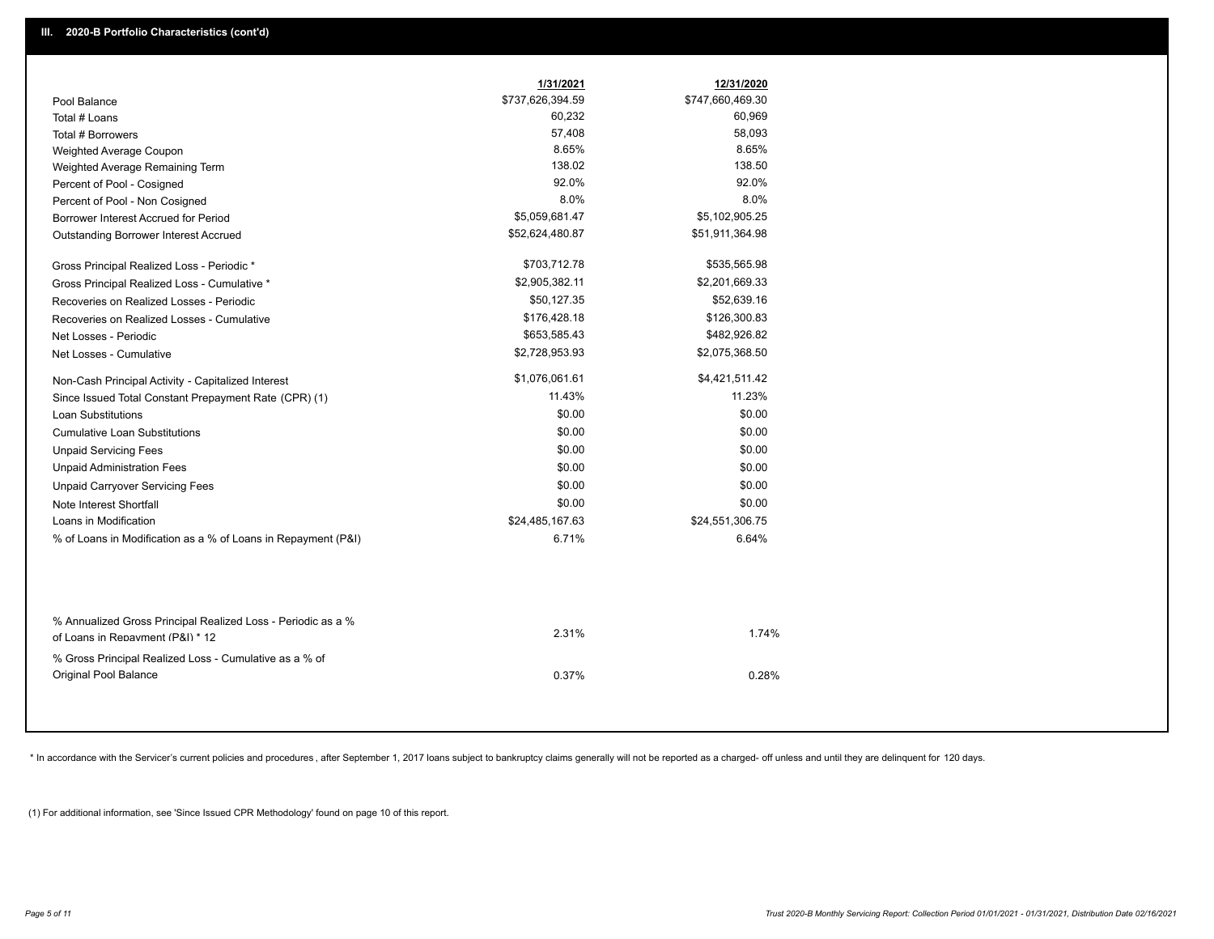## III. 2020-B Portfolio Characteristics (cont'd)

| | 1/31/2021 | 12/31/2020 |
|---|---|---|
| Pool Balance | $737,626,394.59 | $747,660,469.30 |
| Total # Loans | 60,232 | 60,969 |
| Total # Borrowers | 57,408 | 58,093 |
| Weighted Average Coupon | 8.65% | 8.65% |
| Weighted Average Remaining Term | 138.02 | 138.50 |
| Percent of Pool - Cosigned | 92.0% | 92.0% |
| Percent of Pool - Non Cosigned | 8.0% | 8.0% |
| Borrower Interest Accrued for Period | $5,059,681.47 | $5,102,905.25 |
| Outstanding Borrower Interest Accrued | $52,624,480.87 | $51,911,364.98 |
| Gross Principal Realized Loss - Periodic * | $703,712.78 | $535,565.98 |
| Gross Principal Realized Loss - Cumulative * | $2,905,382.11 | $2,201,669.33 |
| Recoveries on Realized Losses - Periodic | $50,127.35 | $52,639.16 |
| Recoveries on Realized Losses - Cumulative | $176,428.18 | $126,300.83 |
| Net Losses - Periodic | $653,585.43 | $482,926.82 |
| Net Losses - Cumulative | $2,728,953.93 | $2,075,368.50 |
| Non-Cash Principal Activity - Capitalized Interest | $1,076,061.61 | $4,421,511.42 |
| Since Issued Total Constant Prepayment Rate (CPR) (1) | 11.43% | 11.23% |
| Loan Substitutions | $0.00 | $0.00 |
| Cumulative Loan Substitutions | $0.00 | $0.00 |
| Unpaid Servicing Fees | $0.00 | $0.00 |
| Unpaid Administration Fees | $0.00 | $0.00 |
| Unpaid Carryover Servicing Fees | $0.00 | $0.00 |
| Note Interest Shortfall | $0.00 | $0.00 |
| Loans in Modification | $24,485,167.63 | $24,551,306.75 |
| % of Loans in Modification as a % of Loans in Repayment (P&I) | 6.71% | 6.64% |
| % Annualized Gross Principal Realized Loss - Periodic as a % of Loans in Repayment (P&I) * 12 | 2.31% | 1.74% |
| % Gross Principal Realized Loss - Cumulative as a % of Original Pool Balance | 0.37% | 0.28% |

* In accordance with the Servicer's current policies and procedures , after September 1, 2017 loans subject to bankruptcy claims generally will not be reported as a charged- off unless and until they are delinquent for 120 days.

(1) For additional information, see 'Since Issued CPR Methodology' found on page 10 of this report.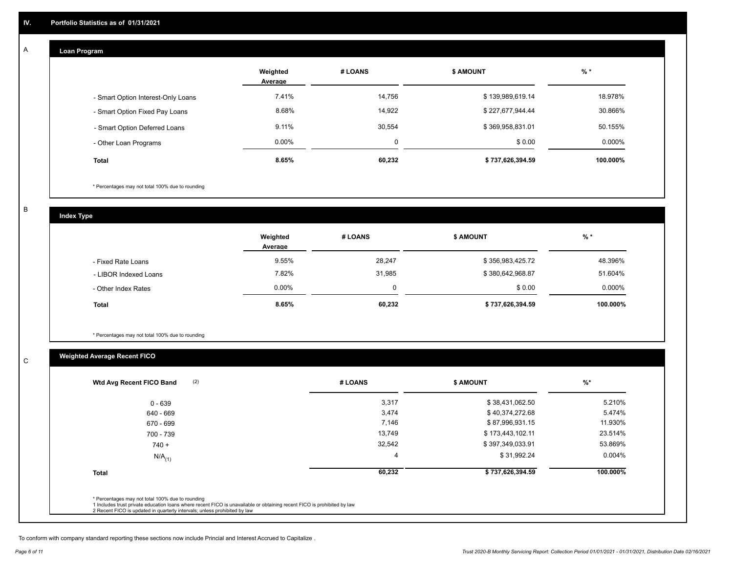## IV. Portfolio Statistics as of 01/31/2021

### A. Loan Program

| | Weighted Average | # LOANS | $ AMOUNT | % * |
|---|---|---|---|---|
| - Smart Option Interest-Only Loans | 7.41% | 14,756 | $ 139,989,619.14 | 18.978% |
| - Smart Option Fixed Pay Loans | 8.68% | 14,922 | $ 227,677,944.44 | 30.866% |
| - Smart Option Deferred Loans | 9.11% | 30,554 | $ 369,958,831.01 | 50.155% |
| - Other Loan Programs | 0.00% | 0 | $ 0.00 | 0.000% |
| **Total** | **8.65%** | **60,232** | **$ 737,626,394.59** | **100.000%** |

\* Percentages may not total 100% due to rounding

### B. Index Type

| | Weighted Average | # LOANS | $ AMOUNT | % * |
|---|---|---|---|---|
| - Fixed Rate Loans | 9.55% | 28,247 | $ 356,983,425.72 | 48.396% |
| - LIBOR Indexed Loans | 7.82% | 31,985 | $ 380,642,968.87 | 51.604% |
| - Other Index Rates | 0.00% | 0 | $ 0.00 | 0.000% |
| **Total** | **8.65%** | **60,232** | **$ 737,626,394.59** | **100.000%** |

\* Percentages may not total 100% due to rounding

### C. Weighted Average Recent FICO

| Wtd Avg Recent FICO Band (2) | # LOANS | $ AMOUNT | %* |
|---|---|---|---|
| 0 - 639 | 3,317 | $ 38,431,062.50 | 5.210% |
| 640 - 669 | 3,474 | $ 40,374,272.68 | 5.474% |
| 670 - 699 | 7,146 | $ 87,996,931.15 | 11.930% |
| 700 - 739 | 13,749 | $ 173,443,102.11 | 23.514% |
| 740 + | 32,542 | $ 397,349,033.91 | 53.869% |
| N/A(1) | 4 | $ 31,992.24 | 0.004% |
| **Total** | **60,232** | **$ 737,626,394.59** | **100.000%** |

\* Percentages may not total 100% due to rounding
1 Includes trust private education loans where recent FICO is unavailable or obtaining recent FICO is prohibited by law
2 Recent FICO is updated in quarterly intervals; unless prohibited by law

To conform with company standard reporting these sections now include Princial and Interest Accrued to Capitalize .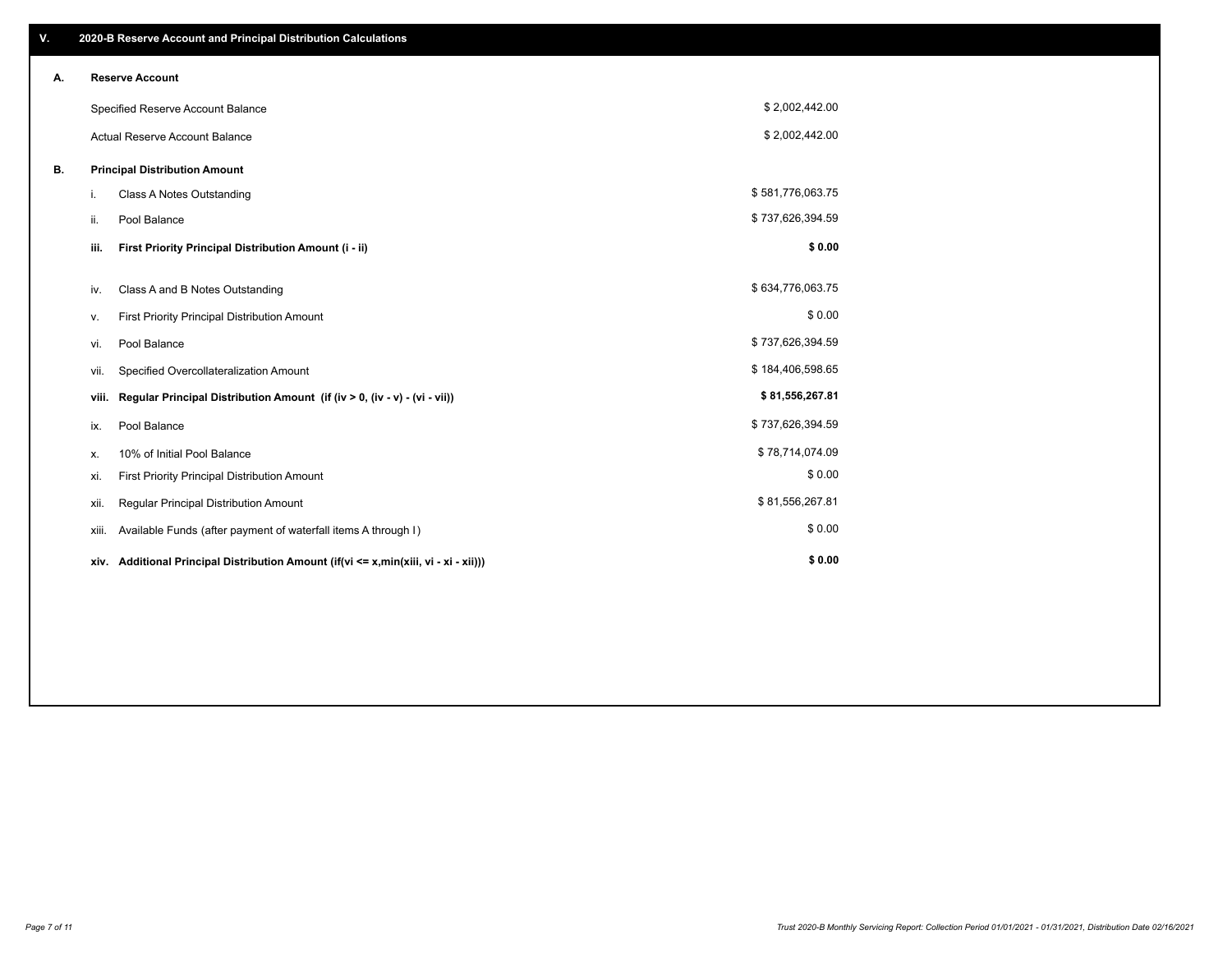## V. 2020-B Reserve Account and Principal Distribution Calculations

### A. Reserve Account

| | |
|---|---|
| Specified Reserve Account Balance | $ 2,002,442.00 |
| Actual Reserve Account Balance | $ 2,002,442.00 |

### B. Principal Distribution Amount

| | | |
|---|---|---|
| i. | Class A Notes Outstanding | $ 581,776,063.75 |
| ii. | Pool Balance | $ 737,626,394.59 |
| **iii.** | **First Priority Principal Distribution Amount (i - ii)** | **$ 0.00** |
| iv. | Class A and B Notes Outstanding | $ 634,776,063.75 |
| v. | First Priority Principal Distribution Amount | $ 0.00 |
| vi. | Pool Balance | $ 737,626,394.59 |
| vii. | Specified Overcollateralization Amount | $ 184,406,598.65 |
| **viii.** | **Regular Principal Distribution Amount (if (iv > 0, (iv - v) - (vi - vii))** | **$ 81,556,267.81** |
| ix. | Pool Balance | $ 737,626,394.59 |
| x. | 10% of Initial Pool Balance | $ 78,714,074.09 |
| xi. | First Priority Principal Distribution Amount | $ 0.00 |
| xii. | Regular Principal Distribution Amount | $ 81,556,267.81 |
| xiii. | Available Funds (after payment of waterfall items A through I) | $ 0.00 |
| **xiv.** | **Additional Principal Distribution Amount (if(vi <= x,min(xiii, vi - xi - xii)))** | **$ 0.00** |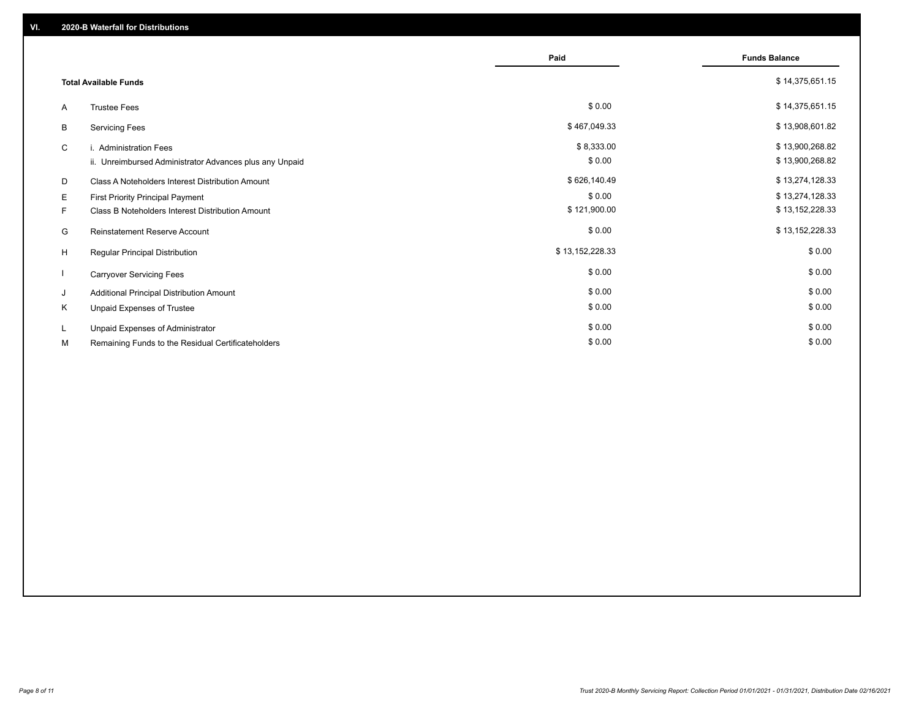## VI. 2020-B Waterfall for Distributions

| | | Paid | Funds Balance |
|---|---|---|---|
| | **Total Available Funds** | | $ 14,375,651.15 |
| A | Trustee Fees | $ 0.00 | $ 14,375,651.15 |
| B | Servicing Fees | $ 467,049.33 | $ 13,908,601.82 |
| C | i. Administration Fees | $ 8,333.00 | $ 13,900,268.82 |
| | ii. Unreimbursed Administrator Advances plus any Unpaid | $ 0.00 | $ 13,900,268.82 |
| D | Class A Noteholders Interest Distribution Amount | $ 626,140.49 | $ 13,274,128.33 |
| E | First Priority Principal Payment | $ 0.00 | $ 13,274,128.33 |
| F | Class B Noteholders Interest Distribution Amount | $ 121,900.00 | $ 13,152,228.33 |
| G | Reinstatement Reserve Account | $ 0.00 | $ 13,152,228.33 |
| H | Regular Principal Distribution | $ 13,152,228.33 | $ 0.00 |
| I | Carryover Servicing Fees | $ 0.00 | $ 0.00 |
| J | Additional Principal Distribution Amount | $ 0.00 | $ 0.00 |
| K | Unpaid Expenses of Trustee | $ 0.00 | $ 0.00 |
| L | Unpaid Expenses of Administrator | $ 0.00 | $ 0.00 |
| M | Remaining Funds to the Residual Certificateholders | $ 0.00 | $ 0.00 |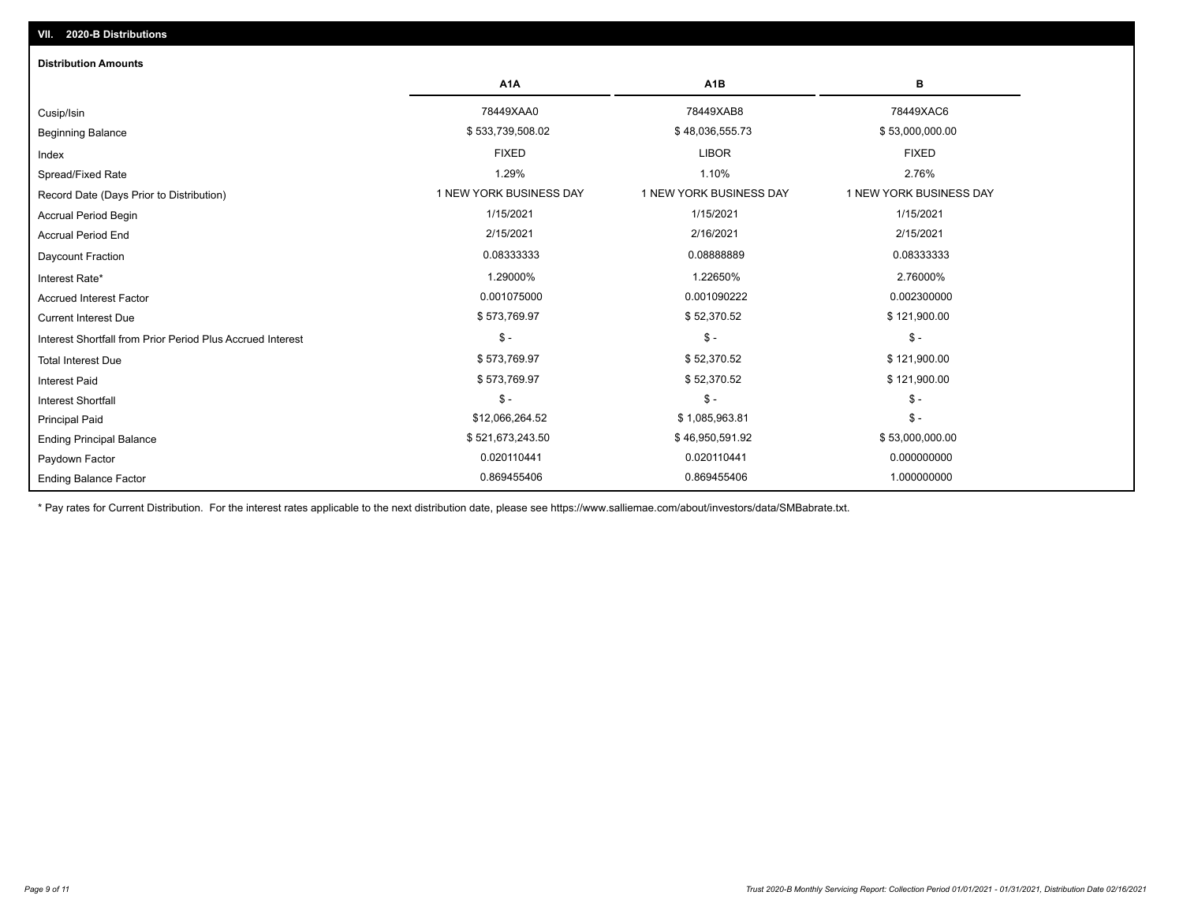## VII. 2020-B Distributions

### Distribution Amounts

| | A1A | A1B | B |
|---|---|---|---|
| Cusip/Isin | 78449XAA0 | 78449XAB8 | 78449XAC6 |
| Beginning Balance | $ 533,739,508.02 | $ 48,036,555.73 | $ 53,000,000.00 |
| Index | FIXED | LIBOR | FIXED |
| Spread/Fixed Rate | 1.29% | 1.10% | 2.76% |
| Record Date (Days Prior to Distribution) | 1 NEW YORK BUSINESS DAY | 1 NEW YORK BUSINESS DAY | 1 NEW YORK BUSINESS DAY |
| Accrual Period Begin | 1/15/2021 | 1/15/2021 | 1/15/2021 |
| Accrual Period End | 2/15/2021 | 2/16/2021 | 2/15/2021 |
| Daycount Fraction | 0.08333333 | 0.08888889 | 0.08333333 |
| Interest Rate* | 1.29000% | 1.22650% | 2.76000% |
| Accrued Interest Factor | 0.001075000 | 0.001090222 | 0.002300000 |
| Current Interest Due | $ 573,769.97 | $ 52,370.52 | $ 121,900.00 |
| Interest Shortfall from Prior Period Plus Accrued Interest | $ - | $ - | $ - |
| Total Interest Due | $ 573,769.97 | $ 52,370.52 | $ 121,900.00 |
| Interest Paid | $ 573,769.97 | $ 52,370.52 | $ 121,900.00 |
| Interest Shortfall | $ - | $ - | $ - |
| Principal Paid | $12,066,264.52 | $ 1,085,963.81 | $ - |
| Ending Principal Balance | $ 521,673,243.50 | $ 46,950,591.92 | $ 53,000,000.00 |
| Paydown Factor | 0.020110441 | 0.020110441 | 0.000000000 |
| Ending Balance Factor | 0.869455406 | 0.869455406 | 1.000000000 |

* Pay rates for Current Distribution. For the interest rates applicable to the next distribution date, please see https://www.salliemae.com/about/investors/data/SMBabrate.txt.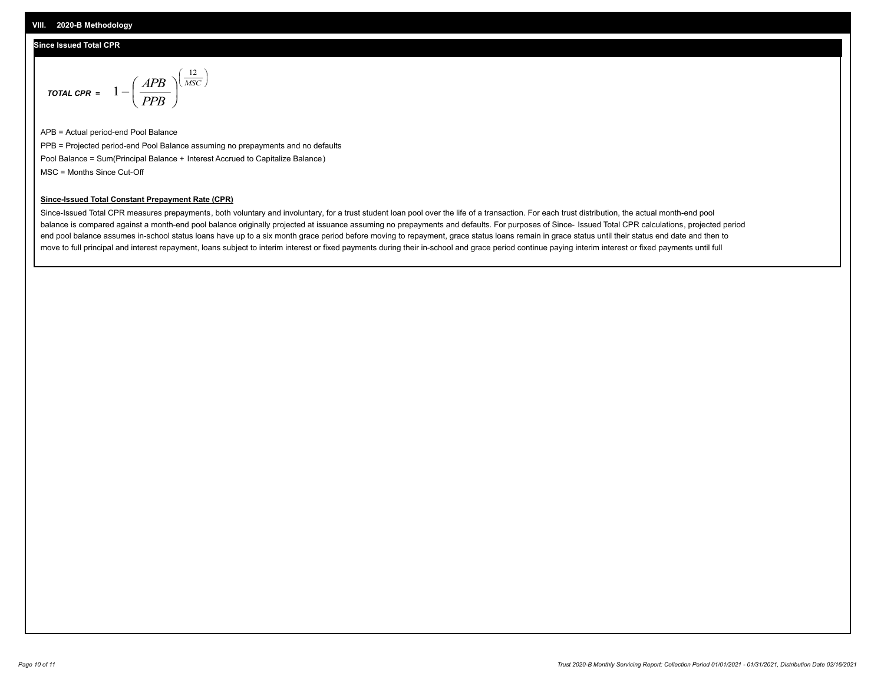## VIII. 2020-B Methodology

### Since Issued Total CPR

$$\textbf{\textit{TOTAL CPR}} = \quad 1 - \left( \frac{APB}{PPB} \right)^{\left( \frac{12}{MSC} \right)}$$

APB = Actual period-end Pool Balance

PPB = Projected period-end Pool Balance assuming no prepayments and no defaults

Pool Balance = Sum(Principal Balance + Interest Accrued to Capitalize Balance)

MSC = Months Since Cut-Off

**Since-Issued Total Constant Prepayment Rate (CPR)**

Since-Issued Total CPR measures prepayments, both voluntary and involuntary, for a trust student loan pool over the life of a transaction. For each trust distribution, the actual month-end pool balance is compared against a month-end pool balance originally projected at issuance assuming no prepayments and defaults. For purposes of Since- Issued Total CPR calculations, projected period end pool balance assumes in-school status loans have up to a six month grace period before moving to repayment, grace status loans remain in grace status until their status end date and then to move to full principal and interest repayment, loans subject to interim interest or fixed payments during their in-school and grace period continue paying interim interest or fixed payments until full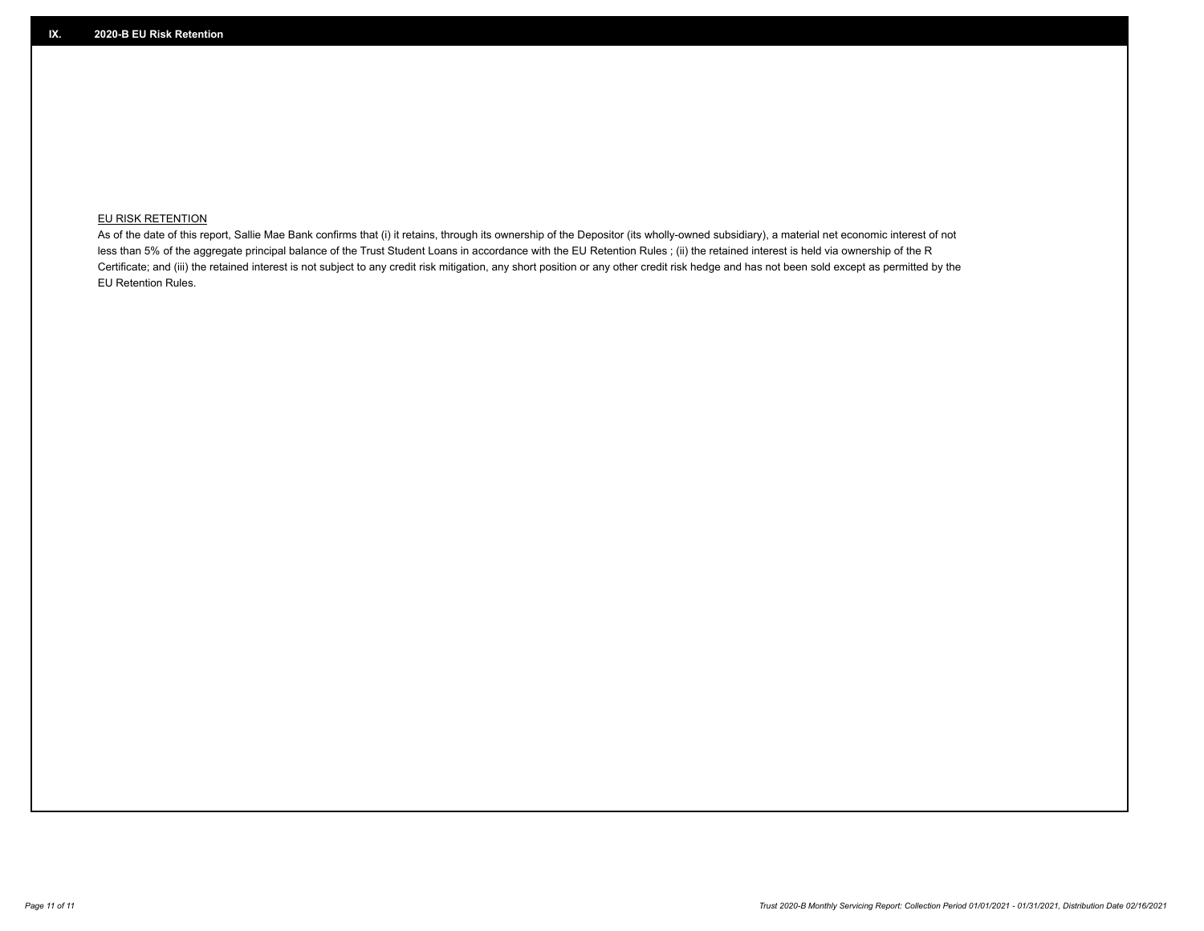## IX. 2020-B EU Risk Retention

EU RISK RETENTION

As of the date of this report, Sallie Mae Bank confirms that (i) it retains, through its ownership of the Depositor (its wholly-owned subsidiary), a material net economic interest of not less than 5% of the aggregate principal balance of the Trust Student Loans in accordance with the EU Retention Rules ; (ii) the retained interest is held via ownership of the R Certificate; and (iii) the retained interest is not subject to any credit risk mitigation, any short position or any other credit risk hedge and has not been sold except as permitted by the EU Retention Rules.